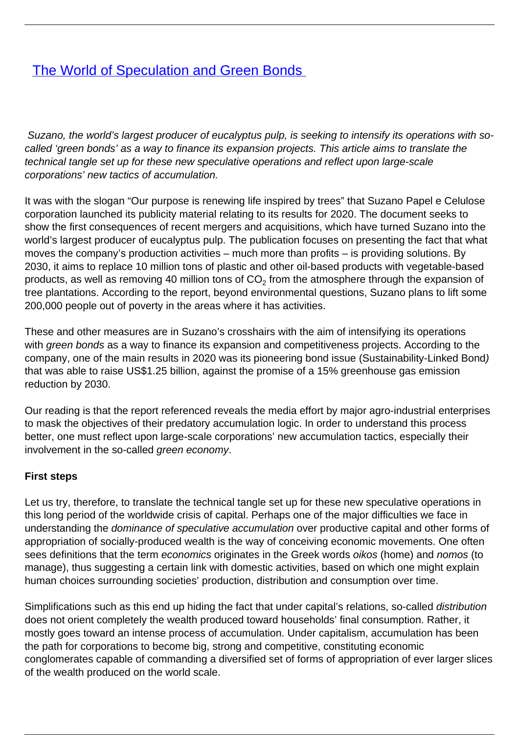# [The World of Speculation and Green Bonds](#)

*Suzano, the world's largest producer of eucalyptus pulp, is seeking to intensify its operations with so-called 'green bonds' as a way to finance its expansion projects. This article aims to translate the technical tangle set up for these new speculative operations and reflect upon large-scale corporations' new tactics of accumulation.*

It was with the slogan "Our purpose is renewing life inspired by trees" that Suzano Papel e Celulose corporation launched its publicity material relating to its results for 2020. The document seeks to show the first consequences of recent mergers and acquisitions, which have turned Suzano into the world's largest producer of eucalyptus pulp. The publication focuses on presenting the fact that what moves the company's production activities – much more than profits – is providing solutions. By 2030, it aims to replace 10 million tons of plastic and other oil-based products with vegetable-based products, as well as removing 40 million tons of $CO_2$ from the atmosphere through the expansion of tree plantations. According to the report, beyond environmental questions, Suzano plans to lift some 200,000 people out of poverty in the areas where it has activities.

These and other measures are in Suzano's crosshairs with the aim of intensifying its operations with *green bonds* as a way to finance its expansion and competitiveness projects. According to the company, one of the main results in 2020 was its pioneering bond issue (Sustainability-Linked Bond*)* that was able to raise US$1.25 billion, against the promise of a 15% greenhouse gas emission reduction by 2030.

Our reading is that the report referenced reveals the media effort by major agro-industrial enterprises to mask the objectives of their predatory accumulation logic. In order to understand this process better, one must reflect upon large-scale corporations' new accumulation tactics, especially their involvement in the so-called *green economy*.

**First steps**

Let us try, therefore, to translate the technical tangle set up for these new speculative operations in this long period of the worldwide crisis of capital. Perhaps one of the major difficulties we face in understanding the *dominance of speculative accumulation* over productive capital and other forms of appropriation of socially-produced wealth is the way of conceiving economic movements. One often sees definitions that the term *economics* originates in the Greek words *oikos* (home) and *nomos* (to manage), thus suggesting a certain link with domestic activities, based on which one might explain human choices surrounding societies' production, distribution and consumption over time.

Simplifications such as this end up hiding the fact that under capital's relations, so-called *distribution* does not orient completely the wealth produced toward households' final consumption. Rather, it mostly goes toward an intense process of accumulation. Under capitalism, accumulation has been the path for corporations to become big, strong and competitive, constituting economic conglomerates capable of commanding a diversified set of forms of appropriation of ever larger slices of the wealth produced on the world scale.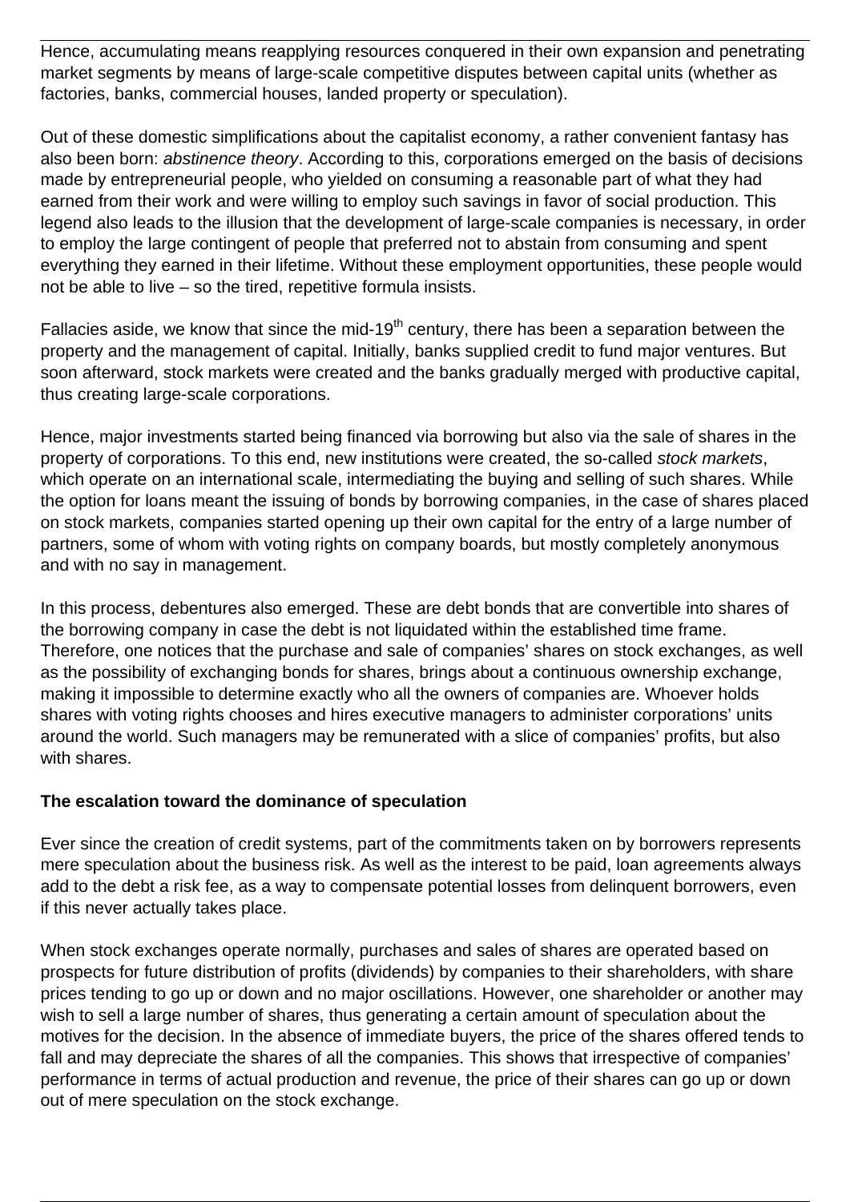Hence, accumulating means reapplying resources conquered in their own expansion and penetrating market segments by means of large-scale competitive disputes between capital units (whether as factories, banks, commercial houses, landed property or speculation).

Out of these domestic simplifications about the capitalist economy, a rather convenient fantasy has also been born: *abstinence theory*. According to this, corporations emerged on the basis of decisions made by entrepreneurial people, who yielded on consuming a reasonable part of what they had earned from their work and were willing to employ such savings in favor of social production. This legend also leads to the illusion that the development of large-scale companies is necessary, in order to employ the large contingent of people that preferred not to abstain from consuming and spent everything they earned in their lifetime. Without these employment opportunities, these people would not be able to live – so the tired, repetitive formula insists.

Fallacies aside, we know that since the mid-19th century, there has been a separation between the property and the management of capital. Initially, banks supplied credit to fund major ventures. But soon afterward, stock markets were created and the banks gradually merged with productive capital, thus creating large-scale corporations.

Hence, major investments started being financed via borrowing but also via the sale of shares in the property of corporations. To this end, new institutions were created, the so-called *stock markets*, which operate on an international scale, intermediating the buying and selling of such shares. While the option for loans meant the issuing of bonds by borrowing companies, in the case of shares placed on stock markets, companies started opening up their own capital for the entry of a large number of partners, some of whom with voting rights on company boards, but mostly completely anonymous and with no say in management.

In this process, debentures also emerged. These are debt bonds that are convertible into shares of the borrowing company in case the debt is not liquidated within the established time frame. Therefore, one notices that the purchase and sale of companies' shares on stock exchanges, as well as the possibility of exchanging bonds for shares, brings about a continuous ownership exchange, making it impossible to determine exactly who all the owners of companies are. Whoever holds shares with voting rights chooses and hires executive managers to administer corporations' units around the world. Such managers may be remunerated with a slice of companies' profits, but also with shares.

**The escalation toward the dominance of speculation**

Ever since the creation of credit systems, part of the commitments taken on by borrowers represents mere speculation about the business risk. As well as the interest to be paid, loan agreements always add to the debt a risk fee, as a way to compensate potential losses from delinquent borrowers, even if this never actually takes place.

When stock exchanges operate normally, purchases and sales of shares are operated based on prospects for future distribution of profits (dividends) by companies to their shareholders, with share prices tending to go up or down and no major oscillations. However, one shareholder or another may wish to sell a large number of shares, thus generating a certain amount of speculation about the motives for the decision. In the absence of immediate buyers, the price of the shares offered tends to fall and may depreciate the shares of all the companies. This shows that irrespective of companies' performance in terms of actual production and revenue, the price of their shares can go up or down out of mere speculation on the stock exchange.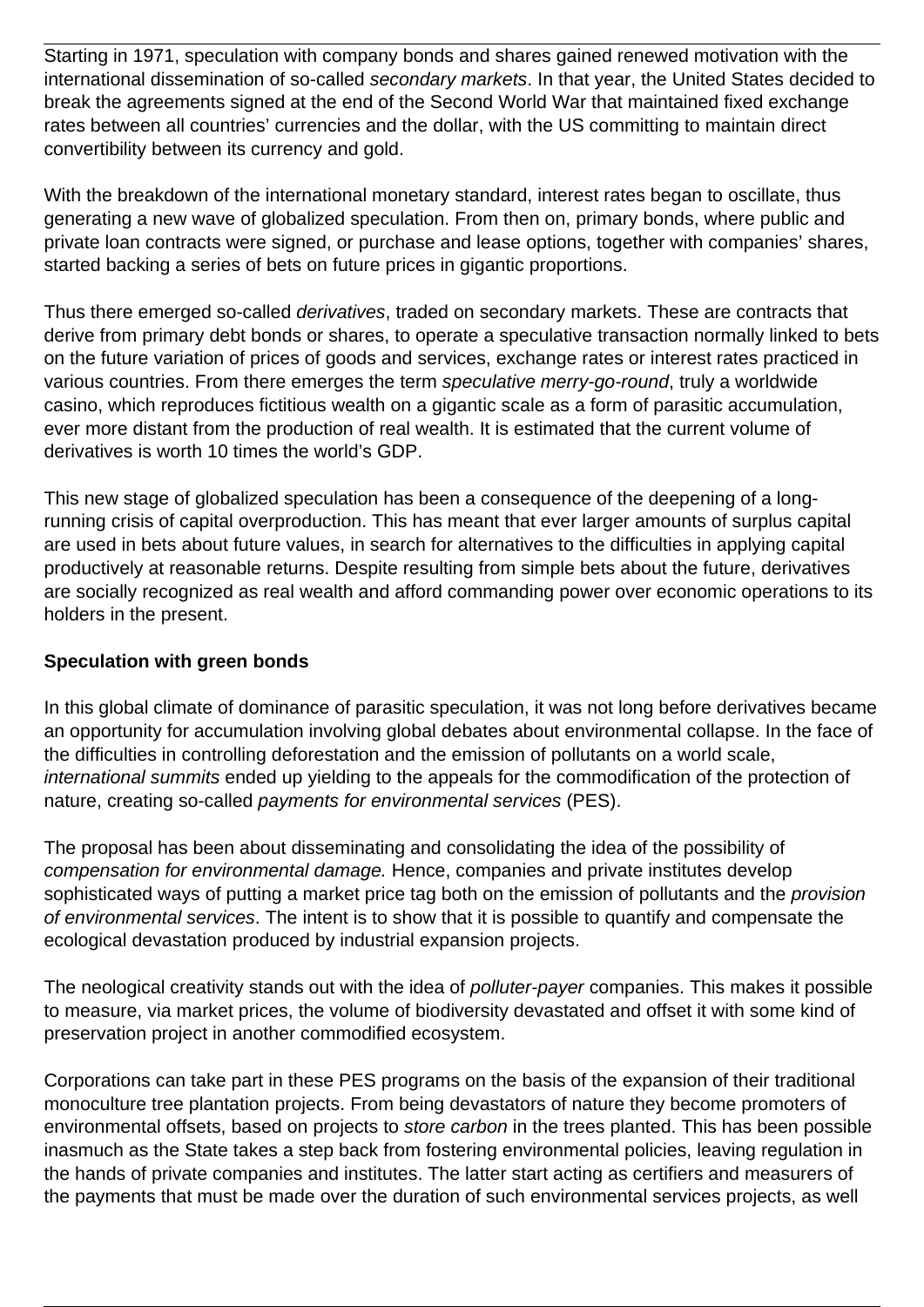Starting in 1971, speculation with company bonds and shares gained renewed motivation with the international dissemination of so-called *secondary markets*. In that year, the United States decided to break the agreements signed at the end of the Second World War that maintained fixed exchange rates between all countries' currencies and the dollar, with the US committing to maintain direct convertibility between its currency and gold.

With the breakdown of the international monetary standard, interest rates began to oscillate, thus generating a new wave of globalized speculation. From then on, primary bonds, where public and private loan contracts were signed, or purchase and lease options, together with companies' shares, started backing a series of bets on future prices in gigantic proportions.

Thus there emerged so-called *derivatives*, traded on secondary markets. These are contracts that derive from primary debt bonds or shares, to operate a speculative transaction normally linked to bets on the future variation of prices of goods and services, exchange rates or interest rates practiced in various countries. From there emerges the term *speculative merry-go-round*, truly a worldwide casino, which reproduces fictitious wealth on a gigantic scale as a form of parasitic accumulation, ever more distant from the production of real wealth. It is estimated that the current volume of derivatives is worth 10 times the world's GDP.

This new stage of globalized speculation has been a consequence of the deepening of a long-running crisis of capital overproduction. This has meant that ever larger amounts of surplus capital are used in bets about future values, in search for alternatives to the difficulties in applying capital productively at reasonable returns. Despite resulting from simple bets about the future, derivatives are socially recognized as real wealth and afford commanding power over economic operations to its holders in the present.

**Speculation with green bonds**

In this global climate of dominance of parasitic speculation, it was not long before derivatives became an opportunity for accumulation involving global debates about environmental collapse. In the face of the difficulties in controlling deforestation and the emission of pollutants on a world scale, *international summits* ended up yielding to the appeals for the commodification of the protection of nature, creating so-called *payments for environmental services* (PES).

The proposal has been about disseminating and consolidating the idea of the possibility of *compensation for environmental damage.* Hence, companies and private institutes develop sophisticated ways of putting a market price tag both on the emission of pollutants and the *provision of environmental services*. The intent is to show that it is possible to quantify and compensate the ecological devastation produced by industrial expansion projects.

The neological creativity stands out with the idea of *polluter-payer* companies. This makes it possible to measure, via market prices, the volume of biodiversity devastated and offset it with some kind of preservation project in another commodified ecosystem.

Corporations can take part in these PES programs on the basis of the expansion of their traditional monoculture tree plantation projects. From being devastators of nature they become promoters of environmental offsets, based on projects to *store carbon* in the trees planted. This has been possible inasmuch as the State takes a step back from fostering environmental policies, leaving regulation in the hands of private companies and institutes. The latter start acting as certifiers and measurers of the payments that must be made over the duration of such environmental services projects, as well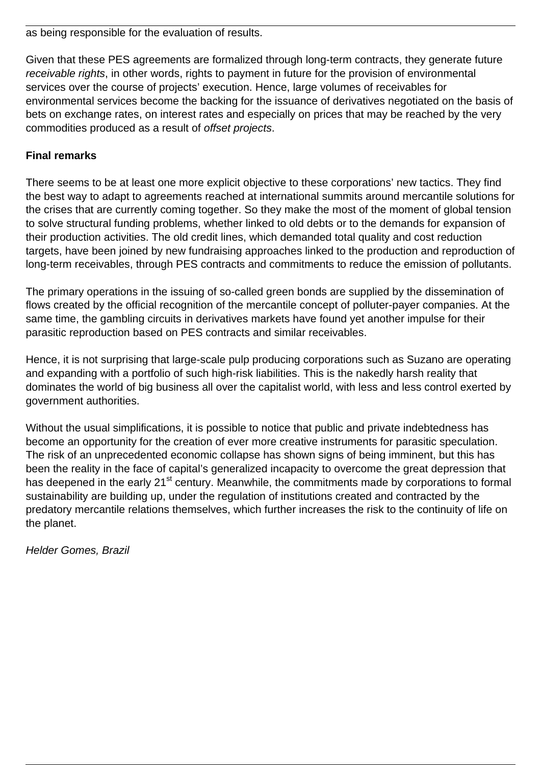as being responsible for the evaluation of results.

Given that these PES agreements are formalized through long-term contracts, they generate future *receivable rights*, in other words, rights to payment in future for the provision of environmental services over the course of projects' execution. Hence, large volumes of receivables for environmental services become the backing for the issuance of derivatives negotiated on the basis of bets on exchange rates, on interest rates and especially on prices that may be reached by the very commodities produced as a result of *offset projects*.

**Final remarks**

There seems to be at least one more explicit objective to these corporations' new tactics. They find the best way to adapt to agreements reached at international summits around mercantile solutions for the crises that are currently coming together. So they make the most of the moment of global tension to solve structural funding problems, whether linked to old debts or to the demands for expansion of their production activities. The old credit lines, which demanded total quality and cost reduction targets, have been joined by new fundraising approaches linked to the production and reproduction of long-term receivables, through PES contracts and commitments to reduce the emission of pollutants.

The primary operations in the issuing of so-called green bonds are supplied by the dissemination of flows created by the official recognition of the mercantile concept of polluter-payer companies. At the same time, the gambling circuits in derivatives markets have found yet another impulse for their parasitic reproduction based on PES contracts and similar receivables.

Hence, it is not surprising that large-scale pulp producing corporations such as Suzano are operating and expanding with a portfolio of such high-risk liabilities. This is the nakedly harsh reality that dominates the world of big business all over the capitalist world, with less and less control exerted by government authorities.

Without the usual simplifications, it is possible to notice that public and private indebtedness has become an opportunity for the creation of ever more creative instruments for parasitic speculation. The risk of an unprecedented economic collapse has shown signs of being imminent, but this has been the reality in the face of capital's generalized incapacity to overcome the great depression that has deepened in the early 21st century. Meanwhile, the commitments made by corporations to formal sustainability are building up, under the regulation of institutions created and contracted by the predatory mercantile relations themselves, which further increases the risk to the continuity of life on the planet.

*Helder Gomes, Brazil*